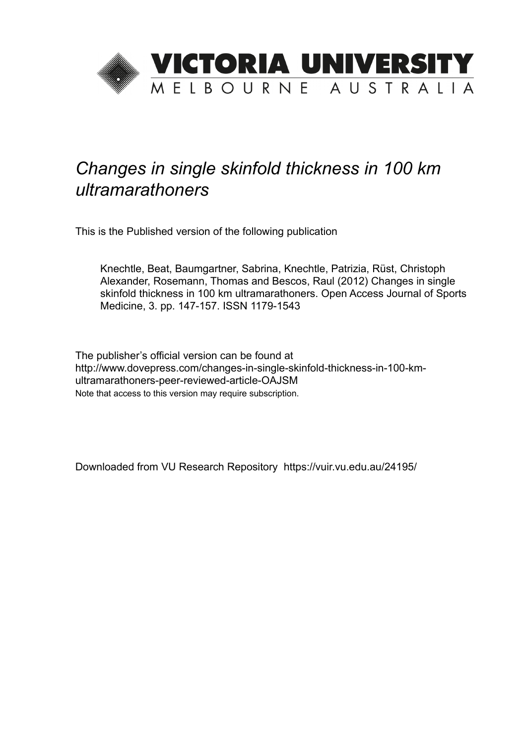# VICTORIA UNIVERSITY

MELBOURNE AUSTRALIA

*Changes in single skinfold thickness in 100 km ultramarathoners*

This is the Published version of the following publication

Knechtle, Beat, Baumgartner, Sabrina, Knechtle, Patrizia, Rüst, Christoph Alexander, Rosemann, Thomas and Bescos, Raul (2012) Changes in single skinfold thickness in 100 km ultramarathoners. Open Access Journal of Sports Medicine, 3. pp. 147-157. ISSN 1179-1543

The publisher's official version can be found at
http://www.dovepress.com/changes-in-single-skinfold-thickness-in-100-km-ultramarathoners-peer-reviewed-article-OAJSM
Note that access to this version may require subscription.

Downloaded from VU Research Repository https://vuir.vu.edu.au/24195/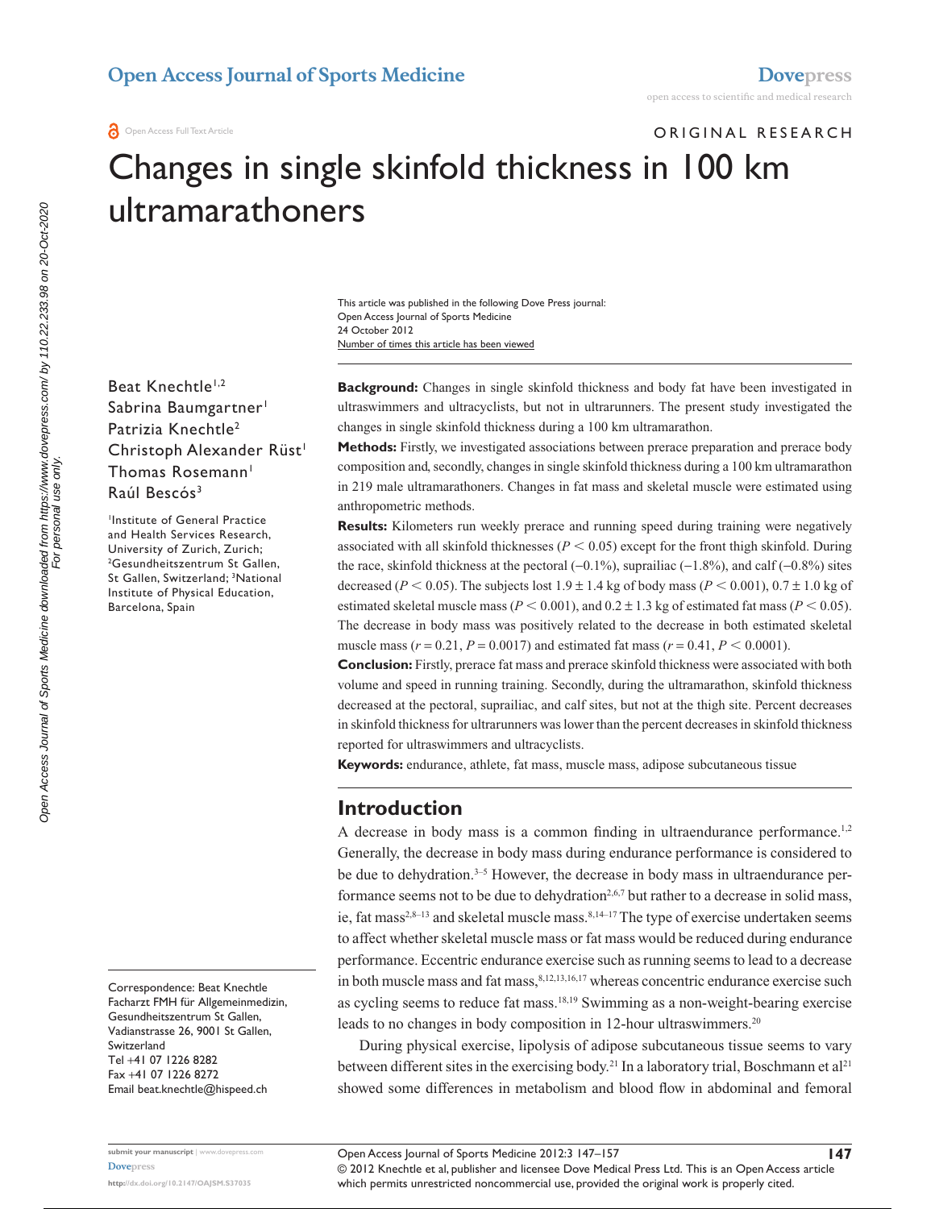# Changes in single skinfold thickness in 100 km ultramarathoners

This article was published in the following Dove Press journal:
Open Access Journal of Sports Medicine
24 October 2012
Number of times this article has been viewed

Beat Knechtle[1,2]
Sabrina Baumgartner[1]
Patrizia Knechtle[2]
Christoph Alexander Rüst[1]
Thomas Rosemann[1]
Raúl Bescós[3]

[1]Institute of General Practice and Health Services Research, University of Zurich, Zurich; [2]Gesundheitszentrum St Gallen, St Gallen, Switzerland; [3]National Institute of Physical Education, Barcelona, Spain

Correspondence: Beat Knechtle
Facharzt FMH für Allgemeinmedizin, Gesundheitszentrum St Gallen, Vadianstrasse 26, 9001 St Gallen, Switzerland
Tel +41 07 1226 8282
Fax +41 07 1226 8272
Email beat.knechtle@hispeed.ch

**Background:** Changes in single skinfold thickness and body fat have been investigated in ultraswimmers and ultracyclists, but not in ultrarunners. The present study investigated the changes in single skinfold thickness during a 100 km ultramarathon.

**Methods:** Firstly, we investigated associations between prerace preparation and prerace body composition and, secondly, changes in single skinfold thickness during a 100 km ultramarathon in 219 male ultramarathoners. Changes in fat mass and skeletal muscle were estimated using anthropometric methods.

**Results:** Kilometers run weekly prerace and running speed during training were negatively associated with all skinfold thicknesses ($P < 0.05$) except for the front thigh skinfold. During the race, skinfold thickness at the pectoral (−0.1%), suprailiac (−1.8%), and calf (−0.8%) sites decreased ($P < 0.05$). The subjects lost 1.9 ± 1.4 kg of body mass ($P < 0.001$), 0.7 ± 1.0 kg of estimated skeletal muscle mass ($P < 0.001$), and 0.2 ± 1.3 kg of estimated fat mass ($P < 0.05$). The decrease in body mass was positively related to the decrease in both estimated skeletal muscle mass ($r = 0.21$, $P = 0.0017$) and estimated fat mass ($r = 0.41$, $P < 0.0001$).

**Conclusion:** Firstly, prerace fat mass and prerace skinfold thickness were associated with both volume and speed in running training. Secondly, during the ultramarathon, skinfold thickness decreased at the pectoral, suprailiac, and calf sites, but not at the thigh site. Percent decreases in skinfold thickness for ultrarunners was lower than the percent decreases in skinfold thickness reported for ultraswimmers and ultracyclists.

**Keywords:** endurance, athlete, fat mass, muscle mass, adipose subcutaneous tissue

## Introduction

A decrease in body mass is a common finding in ultraendurance performance.[1,2] Generally, the decrease in body mass during endurance performance is considered to be due to dehydration.[3–5] However, the decrease in body mass in ultraendurance performance seems not to be due to dehydration[2,6,7] but rather to a decrease in solid mass, ie, fat mass[2,8–13] and skeletal muscle mass.[8,14–17] The type of exercise undertaken seems to affect whether skeletal muscle mass or fat mass would be reduced during endurance performance. Eccentric endurance exercise such as running seems to lead to a decrease in both muscle mass and fat mass,[8,12,13,16,17] whereas concentric endurance exercise such as cycling seems to reduce fat mass.[18,19] Swimming as a non-weight-bearing exercise leads to no changes in body composition in 12-hour ultraswimmers.[20]

During physical exercise, lipolysis of adipose subcutaneous tissue seems to vary between different sites in the exercising body.[21] In a laboratory trial, Boschmann et al[21] showed some differences in metabolism and blood flow in abdominal and femoral

© 2012 Knechtle et al, publisher and licensee Dove Medical Press Ltd. This is an Open Access article which permits unrestricted noncommercial use, provided the original work is properly cited.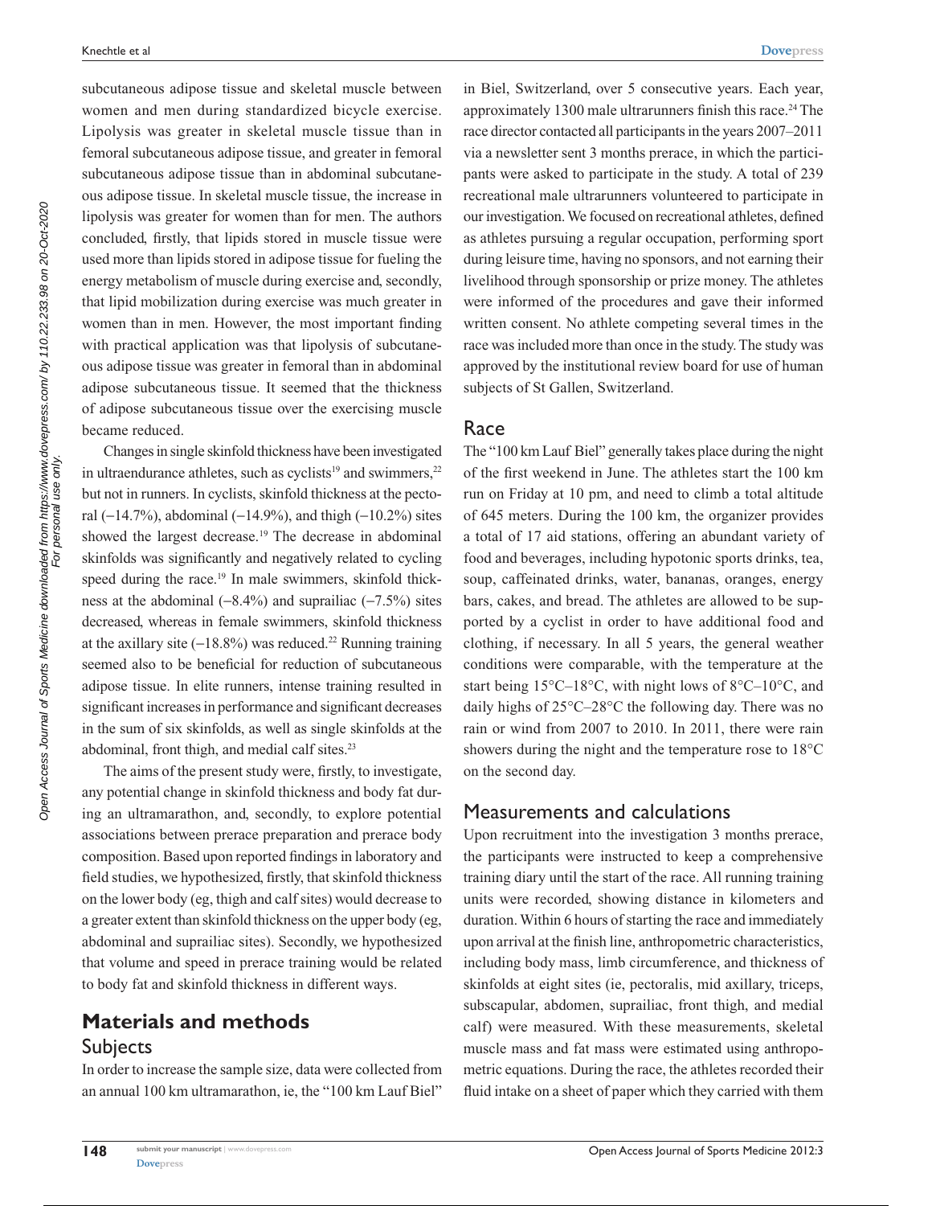subcutaneous adipose tissue and skeletal muscle between women and men during standardized bicycle exercise. Lipolysis was greater in skeletal muscle tissue than in femoral subcutaneous adipose tissue, and greater in femoral subcutaneous adipose tissue than in abdominal subcutaneous adipose tissue. In skeletal muscle tissue, the increase in lipolysis was greater for women than for men. The authors concluded, firstly, that lipids stored in muscle tissue were used more than lipids stored in adipose tissue for fueling the energy metabolism of muscle during exercise and, secondly, that lipid mobilization during exercise was much greater in women than in men. However, the most important finding with practical application was that lipolysis of subcutaneous adipose tissue was greater in femoral than in abdominal adipose subcutaneous tissue. It seemed that the thickness of adipose subcutaneous tissue over the exercising muscle became reduced.

Changes in single skinfold thickness have been investigated in ultraendurance athletes, such as cyclists[19] and swimmers,[22] but not in runners. In cyclists, skinfold thickness at the pectoral (−14.7%), abdominal (−14.9%), and thigh (−10.2%) sites showed the largest decrease.[19] The decrease in abdominal skinfolds was significantly and negatively related to cycling speed during the race.[19] In male swimmers, skinfold thickness at the abdominal (−8.4%) and suprailiac (−7.5%) sites decreased, whereas in female swimmers, skinfold thickness at the axillary site (−18.8%) was reduced.[22] Running training seemed also to be beneficial for reduction of subcutaneous adipose tissue. In elite runners, intense training resulted in significant increases in performance and significant decreases in the sum of six skinfolds, as well as single skinfolds at the abdominal, front thigh, and medial calf sites.[23]

The aims of the present study were, firstly, to investigate, any potential change in skinfold thickness and body fat during an ultramarathon, and, secondly, to explore potential associations between prerace preparation and prerace body composition. Based upon reported findings in laboratory and field studies, we hypothesized, firstly, that skinfold thickness on the lower body (eg, thigh and calf sites) would decrease to a greater extent than skinfold thickness on the upper body (eg, abdominal and suprailiac sites). Secondly, we hypothesized that volume and speed in prerace training would be related to body fat and skinfold thickness in different ways.

# Materials and methods

## Subjects

In order to increase the sample size, data were collected from an annual 100 km ultramarathon, ie, the "100 km Lauf Biel" in Biel, Switzerland, over 5 consecutive years. Each year, approximately 1300 male ultrarunners finish this race.[24] The race director contacted all participants in the years 2007–2011 via a newsletter sent 3 months prerace, in which the participants were asked to participate in the study. A total of 239 recreational male ultrarunners volunteered to participate in our investigation. We focused on recreational athletes, defined as athletes pursuing a regular occupation, performing sport during leisure time, having no sponsors, and not earning their livelihood through sponsorship or prize money. The athletes were informed of the procedures and gave their informed written consent. No athlete competing several times in the race was included more than once in the study. The study was approved by the institutional review board for use of human subjects of St Gallen, Switzerland.

## Race

The "100 km Lauf Biel" generally takes place during the night of the first weekend in June. The athletes start the 100 km run on Friday at 10 pm, and need to climb a total altitude of 645 meters. During the 100 km, the organizer provides a total of 17 aid stations, offering an abundant variety of food and beverages, including hypotonic sports drinks, tea, soup, caffeinated drinks, water, bananas, oranges, energy bars, cakes, and bread. The athletes are allowed to be supported by a cyclist in order to have additional food and clothing, if necessary. In all 5 years, the general weather conditions were comparable, with the temperature at the start being 15°C–18°C, with night lows of 8°C–10°C, and daily highs of 25°C–28°C the following day. There was no rain or wind from 2007 to 2010. In 2011, there were rain showers during the night and the temperature rose to 18°C on the second day.

## Measurements and calculations

Upon recruitment into the investigation 3 months prerace, the participants were instructed to keep a comprehensive training diary until the start of the race. All running training units were recorded, showing distance in kilometers and duration. Within 6 hours of starting the race and immediately upon arrival at the finish line, anthropometric characteristics, including body mass, limb circumference, and thickness of skinfolds at eight sites (ie, pectoralis, mid axillary, triceps, subscapular, abdomen, suprailiac, front thigh, and medial calf) were measured. With these measurements, skeletal muscle mass and fat mass were estimated using anthropometric equations. During the race, the athletes recorded their fluid intake on a sheet of paper which they carried with them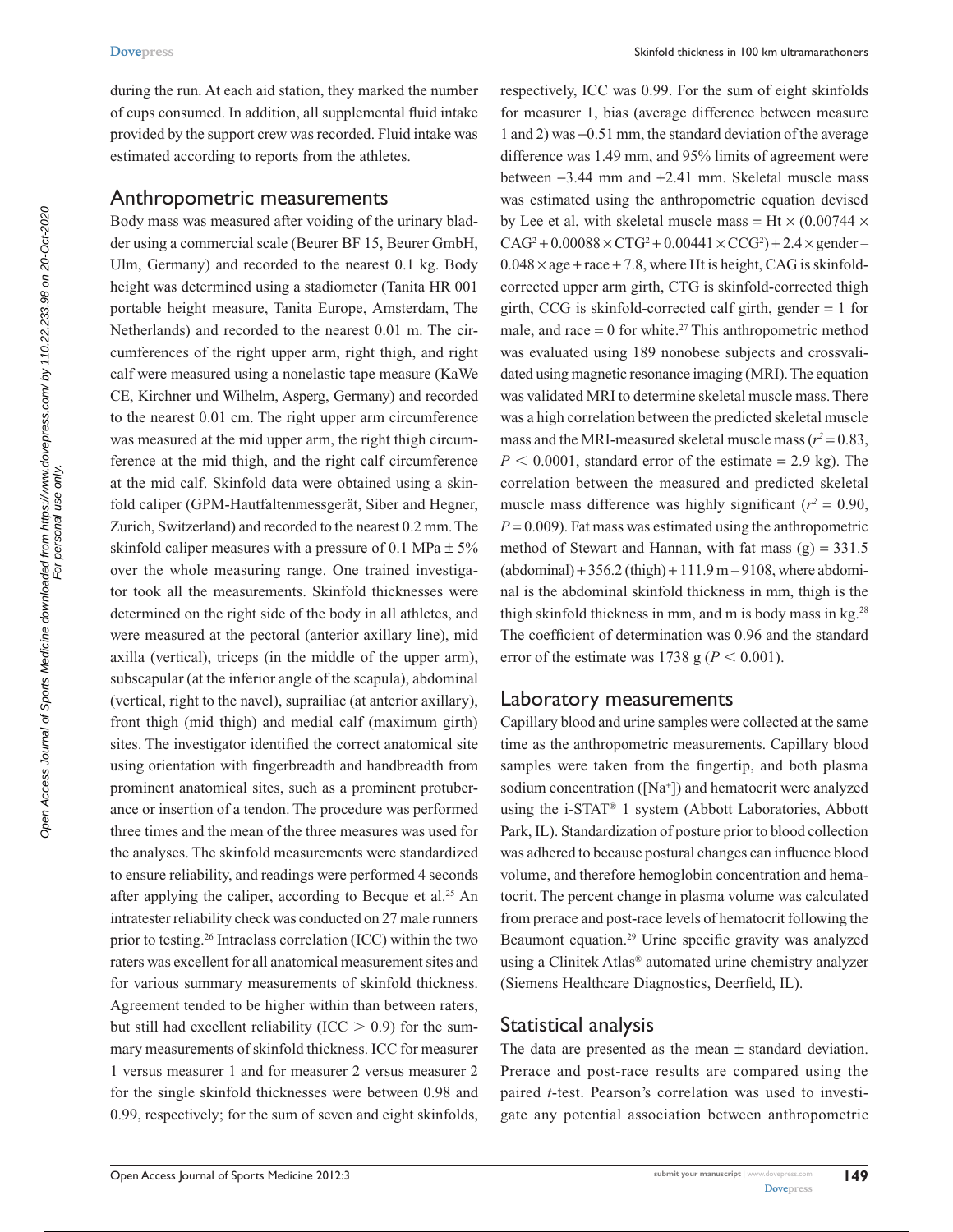during the run. At each aid station, they marked the number of cups consumed. In addition, all supplemental fluid intake provided by the support crew was recorded. Fluid intake was estimated according to reports from the athletes.

## Anthropometric measurements

Body mass was measured after voiding of the urinary bladder using a commercial scale (Beurer BF 15, Beurer GmbH, Ulm, Germany) and recorded to the nearest 0.1 kg. Body height was determined using a stadiometer (Tanita HR 001 portable height measure, Tanita Europe, Amsterdam, The Netherlands) and recorded to the nearest 0.01 m. The circumferences of the right upper arm, right thigh, and right calf were measured using a nonelastic tape measure (KaWe CE, Kirchner und Wilhelm, Asperg, Germany) and recorded to the nearest 0.01 cm. The right upper arm circumference was measured at the mid upper arm, the right thigh circumference at the mid thigh, and the right calf circumference at the mid calf. Skinfold data were obtained using a skinfold caliper (GPM-Hautfaltenmessgerät, Siber and Hegner, Zurich, Switzerland) and recorded to the nearest 0.2 mm. The skinfold caliper measures with a pressure of 0.1 MPa ± 5% over the whole measuring range. One trained investigator took all the measurements. Skinfold thicknesses were determined on the right side of the body in all athletes, and were measured at the pectoral (anterior axillary line), mid axilla (vertical), triceps (in the middle of the upper arm), subscapular (at the inferior angle of the scapula), abdominal (vertical, right to the navel), suprailiac (at anterior axillary), front thigh (mid thigh) and medial calf (maximum girth) sites. The investigator identified the correct anatomical site using orientation with fingerbreadth and handbreadth from prominent anatomical sites, such as a prominent protuberance or insertion of a tendon. The procedure was performed three times and the mean of the three measures was used for the analyses. The skinfold measurements were standardized to ensure reliability, and readings were performed 4 seconds after applying the caliper, according to Becque et al.[25] An intratester reliability check was conducted on 27 male runners prior to testing.[26] Intraclass correlation (ICC) within the two raters was excellent for all anatomical measurement sites and for various summary measurements of skinfold thickness. Agreement tended to be higher within than between raters, but still had excellent reliability (ICC $>$ 0.9) for the summary measurements of skinfold thickness. ICC for measurer 1 versus measurer 1 and for measurer 2 versus measurer 2 for the single skinfold thicknesses were between 0.98 and 0.99, respectively; for the sum of seven and eight skinfolds, respectively, ICC was 0.99. For the sum of eight skinfolds for measurer 1, bias (average difference between measure 1 and 2) was −0.51 mm, the standard deviation of the average difference was 1.49 mm, and 95% limits of agreement were between −3.44 mm and +2.41 mm. Skeletal muscle mass was estimated using the anthropometric equation devised by Lee et al, with skeletal muscle mass = $Ht \times (0.00744 \times CAG^2 + 0.00088 \times CTG^2 + 0.00441 \times CCG^2) + 2.4 \times gender - 0.048 \times age + race + 7.8$, where Ht is height, CAG is skinfold-corrected upper arm girth, CTG is skinfold-corrected thigh girth, CCG is skinfold-corrected calf girth, gender = 1 for male, and race = 0 for white.[27] This anthropometric method was evaluated using 189 nonobese subjects and crossvalidated using magnetic resonance imaging (MRI). The equation was validated MRI to determine skeletal muscle mass. There was a high correlation between the predicted skeletal muscle mass and the MRI-measured skeletal muscle mass ($r^2 = 0.83$, $P < 0.0001$, standard error of the estimate = 2.9 kg). The correlation between the measured and predicted skeletal muscle mass difference was highly significant ($r^2 = 0.90$, $P = 0.009$). Fat mass was estimated using the anthropometric method of Stewart and Hannan, with fat mass (g) = 331.5 (abdominal) + 356.2 (thigh) + 111.9 m − 9108, where abdominal is the abdominal skinfold thickness in mm, thigh is the thigh skinfold thickness in mm, and m is body mass in kg.[28] The coefficient of determination was 0.96 and the standard error of the estimate was 1738 g ($P < 0.001$).

## Laboratory measurements

Capillary blood and urine samples were collected at the same time as the anthropometric measurements. Capillary blood samples were taken from the fingertip, and both plasma sodium concentration ($[Na^+]$) and hematocrit were analyzed using the i-STAT® 1 system (Abbott Laboratories, Abbott Park, IL). Standardization of posture prior to blood collection was adhered to because postural changes can influence blood volume, and therefore hemoglobin concentration and hematocrit. The percent change in plasma volume was calculated from prerace and post-race levels of hematocrit following the Beaumont equation.[29] Urine specific gravity was analyzed using a Clinitek Atlas® automated urine chemistry analyzer (Siemens Healthcare Diagnostics, Deerfield, IL).

## Statistical analysis

The data are presented as the mean ± standard deviation. Prerace and post-race results are compared using the paired *t*-test. Pearson's correlation was used to investigate any potential association between anthropometric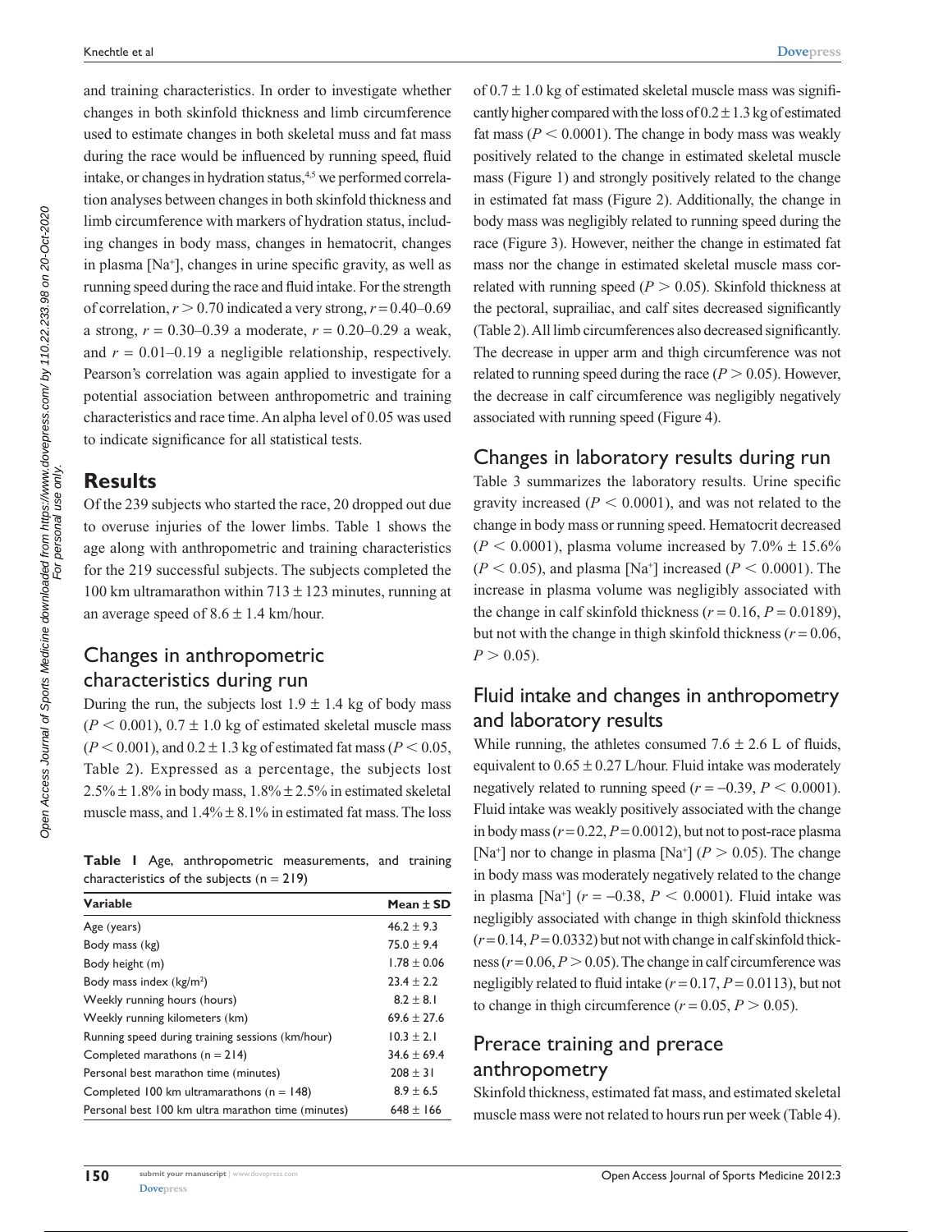and training characteristics. In order to investigate whether changes in both skinfold thickness and limb circumference used to estimate changes in both skeletal muss and fat mass during the race would be influenced by running speed, fluid intake, or changes in hydration status,[4,5] we performed correlation analyses between changes in both skinfold thickness and limb circumference with markers of hydration status, including changes in body mass, changes in hematocrit, changes in plasma [Na$^+$], changes in urine specific gravity, as well as running speed during the race and fluid intake. For the strength of correlation, $r > 0.70$ indicated a very strong, $r = 0.40–0.69$ a strong, $r = 0.30–0.39$ a moderate, $r = 0.20–0.29$ a weak, and $r = 0.01–0.19$ a negligible relationship, respectively. Pearson's correlation was again applied to investigate for a potential association between anthropometric and training characteristics and race time. An alpha level of 0.05 was used to indicate significance for all statistical tests.

## Results

Of the 239 subjects who started the race, 20 dropped out due to overuse injuries of the lower limbs. Table 1 shows the age along with anthropometric and training characteristics for the 219 successful subjects. The subjects completed the 100 km ultramarathon within 713 ± 123 minutes, running at an average speed of 8.6 ± 1.4 km/hour.

### Changes in anthropometric characteristics during run

During the run, the subjects lost 1.9 ± 1.4 kg of body mass ($P < 0.001$), 0.7 ± 1.0 kg of estimated skeletal muscle mass ($P < 0.001$), and 0.2 ± 1.3 kg of estimated fat mass ($P < 0.05$, Table 2). Expressed as a percentage, the subjects lost 2.5% ± 1.8% in body mass, 1.8% ± 2.5% in estimated skeletal muscle mass, and 1.4% ± 8.1% in estimated fat mass. The loss of 0.7 ± 1.0 kg of estimated skeletal muscle mass was significantly higher compared with the loss of 0.2 ± 1.3 kg of estimated fat mass ($P < 0.0001$). The change in body mass was weakly positively related to the change in estimated skeletal muscle mass (Figure 1) and strongly positively related to the change in estimated fat mass (Figure 2). Additionally, the change in body mass was negligibly related to running speed during the race (Figure 3). However, neither the change in estimated fat mass nor the change in estimated skeletal muscle mass correlated with running speed ($P > 0.05$). Skinfold thickness at the pectoral, suprailiac, and calf sites decreased significantly (Table 2). All limb circumferences also decreased significantly. The decrease in upper arm and thigh circumference was not related to running speed during the race ($P > 0.05$). However, the decrease in calf circumference was negligibly negatively associated with running speed (Figure 4).

**Table 1** Age, anthropometric measurements, and training characteristics of the subjects (n = 219)

| Variable | Mean ± SD |
|---|---|
| Age (years) | 46.2 ± 9.3 |
| Body mass (kg) | 75.0 ± 9.4 |
| Body height (m) | 1.78 ± 0.06 |
| Body mass index (kg/m$^2$) | 23.4 ± 2.2 |
| Weekly running hours (hours) | 8.2 ± 8.1 |
| Weekly running kilometers (km) | 69.6 ± 27.6 |
| Running speed during training sessions (km/hour) | 10.3 ± 2.1 |
| Completed marathons (n = 214) | 34.6 ± 69.4 |
| Personal best marathon time (minutes) | 208 ± 31 |
| Completed 100 km ultramarathons (n = 148) | 8.9 ± 6.5 |
| Personal best 100 km ultra marathon time (minutes) | 648 ± 166 |

### Changes in laboratory results during run

Table 3 summarizes the laboratory results. Urine specific gravity increased ($P < 0.0001$), and was not related to the change in body mass or running speed. Hematocrit decreased ($P < 0.0001$), plasma volume increased by 7.0% ± 15.6% ($P < 0.05$), and plasma [Na$^+$] increased ($P < 0.0001$). The increase in plasma volume was negligibly associated with the change in calf skinfold thickness ($r = 0.16$, $P = 0.0189$), but not with the change in thigh skinfold thickness ($r = 0.06$, $P > 0.05$).

### Fluid intake and changes in anthropometry and laboratory results

While running, the athletes consumed 7.6 ± 2.6 L of fluids, equivalent to 0.65 ± 0.27 L/hour. Fluid intake was moderately negatively related to running speed ($r = -0.39$, $P < 0.0001$). Fluid intake was weakly positively associated with the change in body mass ($r = 0.22$, $P = 0.0012$), but not to post-race plasma [Na$^+$] nor to change in plasma [Na$^+$] ($P > 0.05$). The change in body mass was moderately negatively related to the change in plasma [Na$^+$] ($r = -0.38$, $P < 0.0001$). Fluid intake was negligibly associated with change in thigh skinfold thickness ($r = 0.14$, $P = 0.0332$) but not with change in calf skinfold thickness ($r = 0.06$, $P > 0.05$). The change in calf circumference was negligibly related to fluid intake ($r = 0.17$, $P = 0.0113$), but not to change in thigh circumference ($r = 0.05$, $P > 0.05$).

### Prerace training and prerace anthropometry

Skinfold thickness, estimated fat mass, and estimated skeletal muscle mass were not related to hours run per week (Table 4).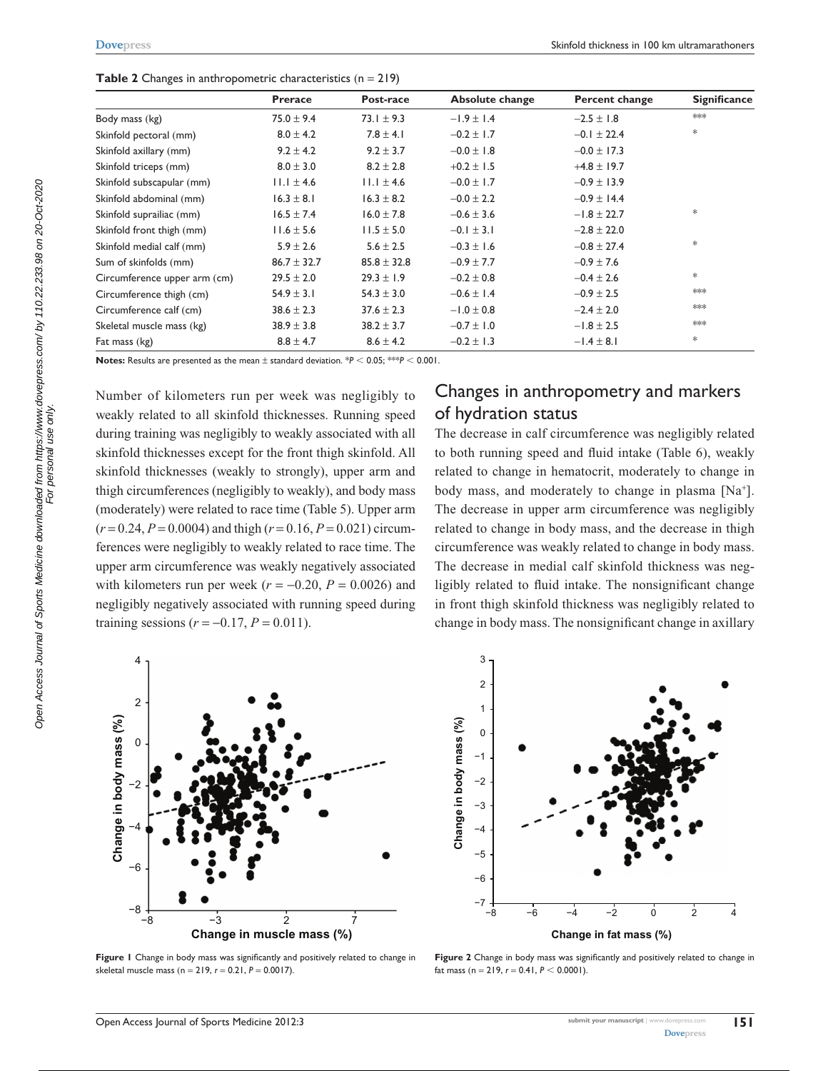**Table 2** Changes in anthropometric characteristics (n = 219)

| | Prerace | Post-race | Absolute change | Percent change | Significance |
|---|---|---|---|---|---|
| Body mass (kg) | 75.0 ± 9.4 | 73.1 ± 9.3 | −1.9 ± 1.4 | −2.5 ± 1.8 | *** |
| Skinfold pectoral (mm) | 8.0 ± 4.2 | 7.8 ± 4.1 | −0.2 ± 1.7 | −0.1 ± 22.4 | * |
| Skinfold axillary (mm) | 9.2 ± 4.2 | 9.2 ± 3.7 | −0.0 ± 1.8 | −0.0 ± 17.3 | |
| Skinfold triceps (mm) | 8.0 ± 3.0 | 8.2 ± 2.8 | +0.2 ± 1.5 | +4.8 ± 19.7 | |
| Skinfold subscapular (mm) | 11.1 ± 4.6 | 11.1 ± 4.6 | −0.0 ± 1.7 | −0.9 ± 13.9 | |
| Skinfold abdominal (mm) | 16.3 ± 8.1 | 16.3 ± 8.2 | −0.0 ± 2.2 | −0.9 ± 14.4 | |
| Skinfold suprailiac (mm) | 16.5 ± 7.4 | 16.0 ± 7.8 | −0.6 ± 3.6 | −1.8 ± 22.7 | * |
| Skinfold front thigh (mm) | 11.6 ± 5.6 | 11.5 ± 5.0 | −0.1 ± 3.1 | −2.8 ± 22.0 | |
| Skinfold medial calf (mm) | 5.9 ± 2.6 | 5.6 ± 2.5 | −0.3 ± 1.6 | −0.8 ± 27.4 | * |
| Sum of skinfolds (mm) | 86.7 ± 32.7 | 85.8 ± 32.8 | −0.9 ± 7.7 | −0.9 ± 7.6 | |
| Circumference upper arm (cm) | 29.5 ± 2.0 | 29.3 ± 1.9 | −0.2 ± 0.8 | −0.4 ± 2.6 | * |
| Circumference thigh (cm) | 54.9 ± 3.1 | 54.3 ± 3.0 | −0.6 ± 1.4 | −0.9 ± 2.5 | *** |
| Circumference calf (cm) | 38.6 ± 2.3 | 37.6 ± 2.3 | −1.0 ± 0.8 | −2.4 ± 2.0 | *** |
| Skeletal muscle mass (kg) | 38.9 ± 3.8 | 38.2 ± 3.7 | −0.7 ± 1.0 | −1.8 ± 2.5 | *** |
| Fat mass (kg) | 8.8 ± 4.7 | 8.6 ± 4.2 | −0.2 ± 1.3 | −1.4 ± 8.1 | * |

**Notes:** Results are presented as the mean ± standard deviation. *$P < 0.05$; ***$P < 0.001$.

Number of kilometers run per week was negligibly to weakly related to all skinfold thicknesses. Running speed during training was negligibly to weakly associated with all skinfold thicknesses except for the front thigh skinfold. All skinfold thicknesses (weakly to strongly), upper arm and thigh circumferences (negligibly to weakly), and body mass (moderately) were related to race time (Table 5). Upper arm ($r = 0.24$, $P = 0.0004$) and thigh ($r = 0.16$, $P = 0.021$) circumferences were negligibly to weakly related to race time. The upper arm circumference was weakly negatively associated with kilometers run per week ($r = -0.20$, $P = 0.0026$) and negligibly negatively associated with running speed during training sessions ($r = -0.17$, $P = 0.011$).

## Changes in anthropometry and markers of hydration status

The decrease in calf circumference was negligibly related to both running speed and fluid intake (Table 6), weakly related to change in hematocrit, moderately to change in body mass, and moderately to change in plasma [$Na^+$]. The decrease in upper arm circumference was negligibly related to change in body mass, and the decrease in thigh circumference was weakly related to change in body mass. The decrease in medial calf skinfold thickness was negligibly related to fluid intake. The nonsignificant change in front thigh skinfold thickness was negligibly related to change in body mass. The nonsignificant change in axillary

Change in body mass (%)
4
2
0
−2
−4
−6
−8
−8
−3
2
7
Change in muscle mass (%)

**Figure 1** Change in body mass was significantly and positively related to change in skeletal muscle mass (n = 219, $r = 0.21$, $P = 0.0017$).

Change in body mass (%)
3
2
1
0
−1
−2
−3
−4
−5
−6
−7
−8
−6
−4
−2
0
2
4
Change in fat mass (%)

**Figure 2** Change in body mass was significantly and positively related to change in fat mass (n = 219, $r = 0.41$, $P < 0.0001$).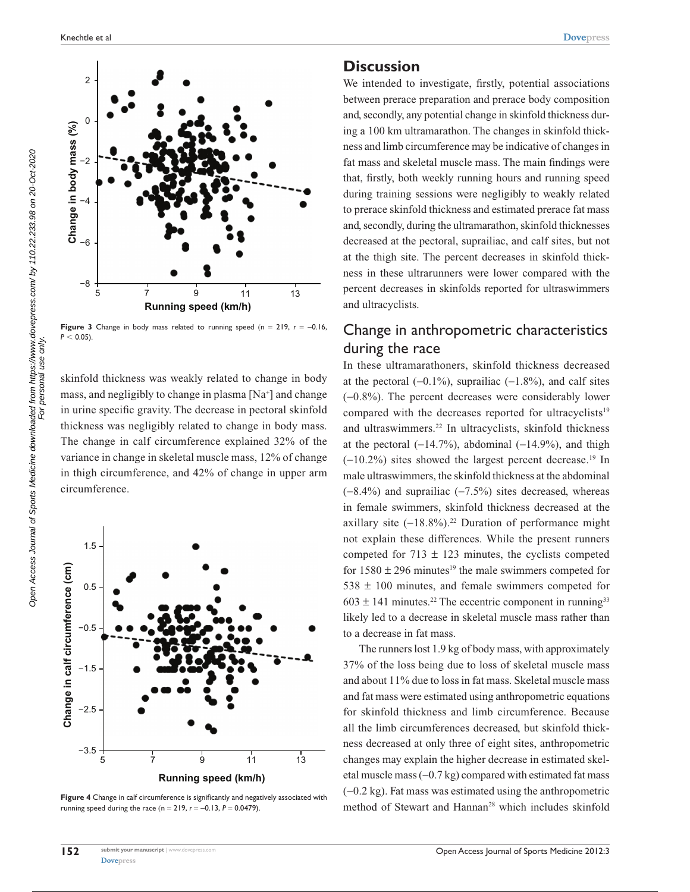Change in body mass (%)

2

0

−2

−4

−6

−8

5

7

9

11

13

Running speed (km/h)

**Figure 3** Change in body mass related to running speed (n = 219, r = −0.16, $P < 0.05$).

skinfold thickness was weakly related to change in body mass, and negligibly to change in plasma [Na$^+$] and change in urine specific gravity. The decrease in pectoral skinfold thickness was negligibly related to change in body mass. The change in calf circumference explained 32% of the variance in change in skeletal muscle mass, 12% of change in thigh circumference, and 42% of change in upper arm circumference.

Change in calf circumference (cm)

1.5

0.5

−0.5

−1.5

−2.5

−3.5

5

7

9

11

13

Running speed (km/h)

**Figure 4** Change in calf circumference is significantly and negatively associated with running speed during the race (n = 219, r = −0.13, $P = 0.0479$).

# Discussion

We intended to investigate, firstly, potential associations between prerace preparation and prerace body composition and, secondly, any potential change in skinfold thickness during a 100 km ultramarathon. The changes in skinfold thickness and limb circumference may be indicative of changes in fat mass and skeletal muscle mass. The main findings were that, firstly, both weekly running hours and running speed during training sessions were negligibly to weakly related to prerace skinfold thickness and estimated prerace fat mass and, secondly, during the ultramarathon, skinfold thicknesses decreased at the pectoral, suprailiac, and calf sites, but not at the thigh site. The percent decreases in skinfold thickness in these ultrarunners were lower compared with the percent decreases in skinfolds reported for ultraswimmers and ultracyclists.

## Change in anthropometric characteristics during the race

In these ultramarathoners, skinfold thickness decreased at the pectoral (−0.1%), suprailiac (−1.8%), and calf sites (−0.8%). The percent decreases were considerably lower compared with the decreases reported for ultracyclists[19] and ultraswimmers.[22] In ultracyclists, skinfold thickness at the pectoral (−14.7%), abdominal (−14.9%), and thigh (−10.2%) sites showed the largest percent decrease.[19] In male ultraswimmers, the skinfold thickness at the abdominal (−8.4%) and suprailiac (−7.5%) sites decreased, whereas in female swimmers, skinfold thickness decreased at the axillary site (−18.8%).[22] Duration of performance might not explain these differences. While the present runners competed for 713 ± 123 minutes, the cyclists competed for 1580 ± 296 minutes[19] the male swimmers competed for 538 ± 100 minutes, and female swimmers competed for 603 ± 141 minutes.[22] The eccentric component in running[33] likely led to a decrease in skeletal muscle mass rather than to a decrease in fat mass.

The runners lost 1.9 kg of body mass, with approximately 37% of the loss being due to loss of skeletal muscle mass and about 11% due to loss in fat mass. Skeletal muscle mass and fat mass were estimated using anthropometric equations for skinfold thickness and limb circumference. Because all the limb circumferences decreased, but skinfold thickness decreased at only three of eight sites, anthropometric changes may explain the higher decrease in estimated skeletal muscle mass (−0.7 kg) compared with estimated fat mass (−0.2 kg). Fat mass was estimated using the anthropometric method of Stewart and Hannan[28] which includes skinfold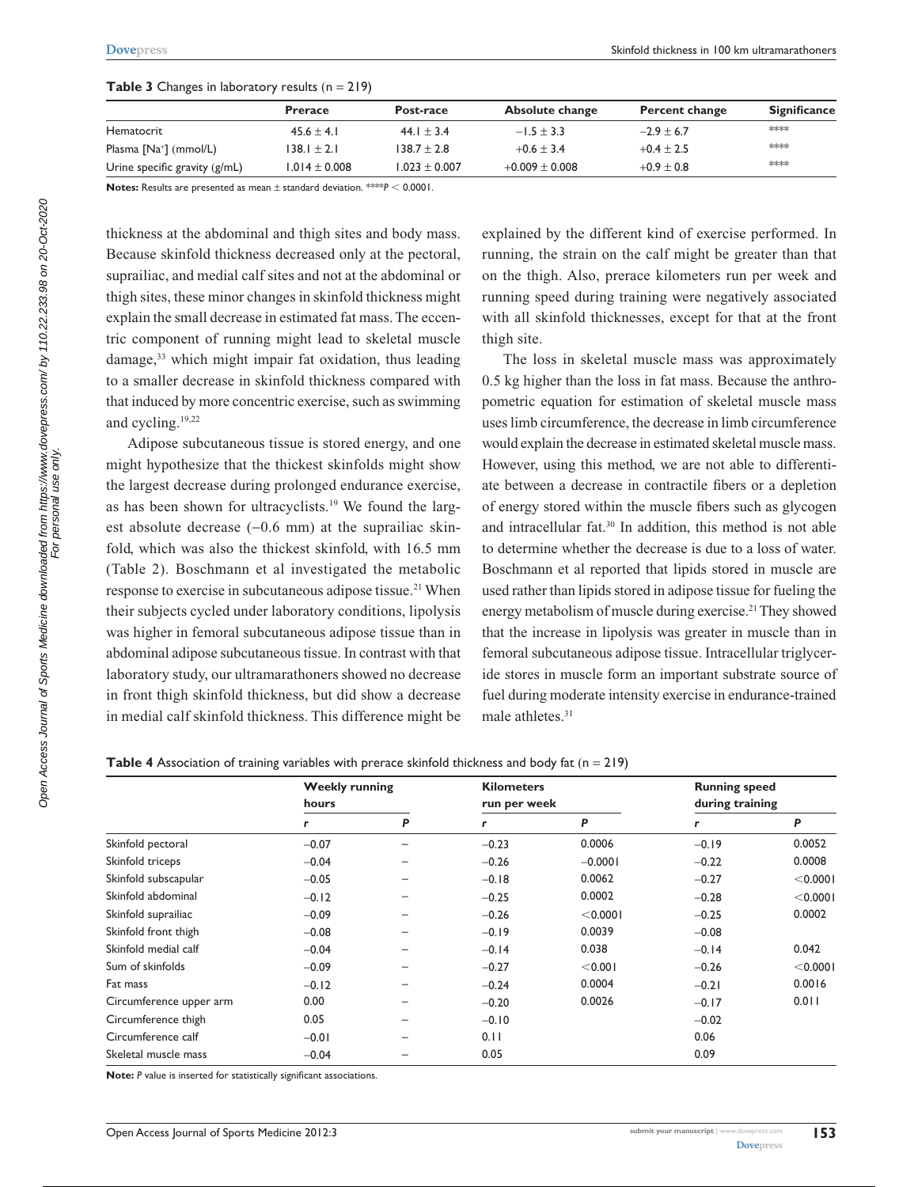**Table 3** Changes in laboratory results (n = 219)

| | Prerace | Post-race | Absolute change | Percent change | Significance |
|---|---|---|---|---|---|
| Hematocrit | 45.6 ± 4.1 | 44.1 ± 3.4 | −1.5 ± 3.3 | −2.9 ± 6.7 | **** |
| Plasma [Na+] (mmol/L) | 138.1 ± 2.1 | 138.7 ± 2.8 | +0.6 ± 3.4 | +0.4 ± 2.5 | **** |
| Urine specific gravity (g/mL) | 1.014 ± 0.008 | 1.023 ± 0.007 | +0.009 ± 0.008 | +0.9 ± 0.8 | **** |

**Notes:** Results are presented as mean ± standard deviation. ****$P < 0.0001$.

thickness at the abdominal and thigh sites and body mass. Because skinfold thickness decreased only at the pectoral, suprailiac, and medial calf sites and not at the abdominal or thigh sites, these minor changes in skinfold thickness might explain the small decrease in estimated fat mass. The eccentric component of running might lead to skeletal muscle damage,[33] which might impair fat oxidation, thus leading to a smaller decrease in skinfold thickness compared with that induced by more concentric exercise, such as swimming and cycling.[19,22]

Adipose subcutaneous tissue is stored energy, and one might hypothesize that the thickest skinfolds might show the largest decrease during prolonged endurance exercise, as has been shown for ultracyclists.[19] We found the largest absolute decrease (−0.6 mm) at the suprailiac skinfold, which was also the thickest skinfold, with 16.5 mm (Table 2). Boschmann et al investigated the metabolic response to exercise in subcutaneous adipose tissue.[21] When their subjects cycled under laboratory conditions, lipolysis was higher in femoral subcutaneous adipose tissue than in abdominal adipose subcutaneous tissue. In contrast with that laboratory study, our ultramarathoners showed no decrease in front thigh skinfold thickness, but did show a decrease in medial calf skinfold thickness. This difference might be explained by the different kind of exercise performed. In running, the strain on the calf might be greater than that on the thigh. Also, prerace kilometers run per week and running speed during training were negatively associated with all skinfold thicknesses, except for that at the front thigh site.

The loss in skeletal muscle mass was approximately 0.5 kg higher than the loss in fat mass. Because the anthropometric equation for estimation of skeletal muscle mass uses limb circumference, the decrease in limb circumference would explain the decrease in estimated skeletal muscle mass. However, using this method, we are not able to differentiate between a decrease in contractile fibers or a depletion of energy stored within the muscle fibers such as glycogen and intracellular fat.[30] In addition, this method is not able to determine whether the decrease is due to a loss of water. Boschmann et al reported that lipids stored in muscle are used rather than lipids stored in adipose tissue for fueling the energy metabolism of muscle during exercise.[21] They showed that the increase in lipolysis was greater in muscle than in femoral subcutaneous adipose tissue. Intracellular triglyceride stores in muscle form an important substrate source of fuel during moderate intensity exercise in endurance-trained male athletes.[31]

**Table 4** Association of training variables with prerace skinfold thickness and body fat (n = 219)

| | Weekly running hours | | Kilometers run per week | | Running speed during training | |
|---|---|---|---|---|---|---|
| | r | P | r | P | r | P |
| Skinfold pectoral | −0.07 | – | −0.23 | 0.0006 | −0.19 | 0.0052 |
| Skinfold triceps | −0.04 | – | −0.26 | −0.0001 | −0.22 | 0.0008 |
| Skinfold subscapular | −0.05 | – | −0.18 | 0.0062 | −0.27 | <0.0001 |
| Skinfold abdominal | −0.12 | – | −0.25 | 0.0002 | −0.28 | <0.0001 |
| Skinfold suprailiac | −0.09 | – | −0.26 | <0.0001 | −0.25 | 0.0002 |
| Skinfold front thigh | −0.08 | – | −0.19 | 0.0039 | −0.08 | |
| Skinfold medial calf | −0.04 | – | −0.14 | 0.038 | −0.14 | 0.042 |
| Sum of skinfolds | −0.09 | – | −0.27 | <0.001 | −0.26 | <0.0001 |
| Fat mass | −0.12 | – | −0.24 | 0.0004 | −0.21 | 0.0016 |
| Circumference upper arm | 0.00 | – | −0.20 | 0.0026 | −0.17 | 0.011 |
| Circumference thigh | 0.05 | – | −0.10 | | −0.02 | |
| Circumference calf | −0.01 | – | 0.11 | | 0.06 | |
| Skeletal muscle mass | −0.04 | – | 0.05 | | 0.09 | |

**Note:** *P* value is inserted for statistically significant associations.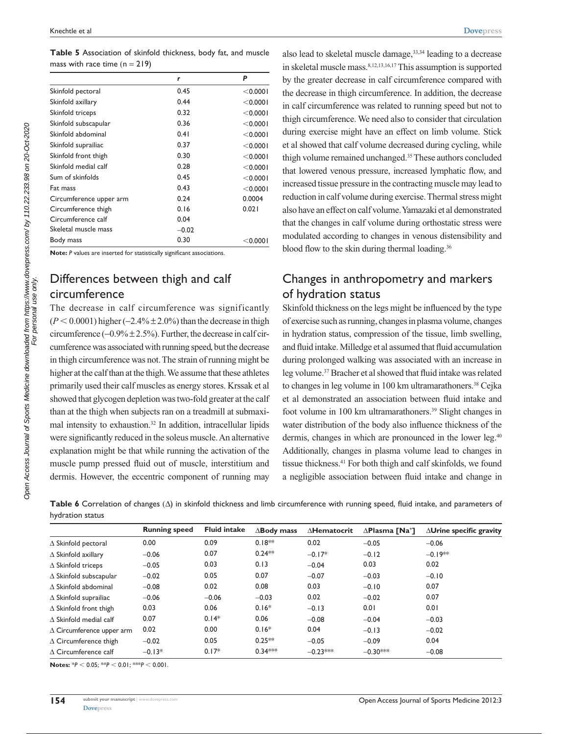**Table 5** Association of skinfold thickness, body fat, and muscle mass with race time (n = 219)

| | *r* | *P* |
|---|---|---|
| Skinfold pectoral | 0.45 | <0.0001 |
| Skinfold axillary | 0.44 | <0.0001 |
| Skinfold triceps | 0.32 | <0.0001 |
| Skinfold subscapular | 0.36 | <0.0001 |
| Skinfold abdominal | 0.41 | <0.0001 |
| Skinfold suprailiac | 0.37 | <0.0001 |
| Skinfold front thigh | 0.30 | <0.0001 |
| Skinfold medial calf | 0.28 | <0.0001 |
| Sum of skinfolds | 0.45 | <0.0001 |
| Fat mass | 0.43 | <0.0001 |
| Circumference upper arm | 0.24 | 0.0004 |
| Circumference thigh | 0.16 | 0.021 |
| Circumference calf | 0.04 | |
| Skeletal muscle mass | −0.02 | |
| Body mass | 0.30 | <0.0001 |

**Note:** *P* values are inserted for statistically significant associations.

## Differences between thigh and calf circumference

The decrease in calf circumference was significantly ($P < 0.0001$) higher (−2.4% ± 2.0%) than the decrease in thigh circumference (−0.9% ± 2.5%). Further, the decrease in calf circumference was associated with running speed, but the decrease in thigh circumference was not. The strain of running might be higher at the calf than at the thigh. We assume that these athletes primarily used their calf muscles as energy stores. Krssak et al showed that glycogen depletion was two-fold greater at the calf than at the thigh when subjects ran on a treadmill at submaximal intensity to exhaustion.[32] In addition, intracellular lipids were significantly reduced in the soleus muscle. An alternative explanation might be that while running the activation of the muscle pump pressed fluid out of muscle, interstitium and dermis. However, the eccentric component of running may also lead to skeletal muscle damage,[33,34] leading to a decrease in skeletal muscle mass.[8,12,13,16,17] This assumption is supported by the greater decrease in calf circumference compared with the decrease in thigh circumference. In addition, the decrease in calf circumference was related to running speed but not to thigh circumference. We need also to consider that circulation during exercise might have an effect on limb volume. Stick et al showed that calf volume decreased during cycling, while thigh volume remained unchanged.[35] These authors concluded that lowered venous pressure, increased lymphatic flow, and increased tissue pressure in the contracting muscle may lead to reduction in calf volume during exercise. Thermal stress might also have an effect on calf volume. Yamazaki et al demonstrated that the changes in calf volume during orthostatic stress were modulated according to changes in venous distensibility and blood flow to the skin during thermal loading.[36]

## Changes in anthropometry and markers of hydration status

Skinfold thickness on the legs might be influenced by the type of exercise such as running, changes in plasma volume, changes in hydration status, compression of the tissue, limb swelling, and fluid intake. Milledge et al assumed that fluid accumulation during prolonged walking was associated with an increase in leg volume.[37] Bracher et al showed that fluid intake was related to changes in leg volume in 100 km ultramarathoners.[38] Cejka et al demonstrated an association between fluid intake and foot volume in 100 km ultramarathoners.[39] Slight changes in water distribution of the body also influence thickness of the dermis, changes in which are pronounced in the lower leg.[40] Additionally, changes in plasma volume lead to changes in tissue thickness.[41] For both thigh and calf skinfolds, we found a negligible association between fluid intake and change in

**Table 6** Correlation of changes (Δ) in skinfold thickness and limb circumference with running speed, fluid intake, and parameters of hydration status

| | Running speed | Fluid intake | ΔBody mass | ΔHematocrit | ΔPlasma [$Na^+$] | ΔUrine specific gravity |
|---|---|---|---|---|---|---|
| Δ Skinfold pectoral | 0.00 | 0.09 | 0.18** | 0.02 | −0.05 | −0.06 |
| Δ Skinfold axillary | −0.06 | 0.07 | 0.24** | −0.17* | −0.12 | −0.19** |
| Δ Skinfold triceps | −0.05 | 0.03 | 0.13 | −0.04 | 0.03 | 0.02 |
| Δ Skinfold subscapular | −0.02 | 0.05 | 0.07 | −0.07 | −0.03 | −0.10 |
| Δ Skinfold abdominal | −0.08 | 0.02 | 0.08 | 0.03 | −0.10 | 0.07 |
| Δ Skinfold suprailiac | −0.06 | −0.06 | −0.03 | 0.02 | −0.02 | 0.07 |
| Δ Skinfold front thigh | 0.03 | 0.06 | 0.16* | −0.13 | 0.01 | 0.01 |
| Δ Skinfold medial calf | 0.07 | 0.14* | 0.06 | −0.08 | −0.04 | −0.03 |
| Δ Circumference upper arm | 0.02 | 0.00 | 0.16* | 0.04 | −0.13 | −0.02 |
| Δ Circumference thigh | −0.02 | 0.05 | 0.25** | −0.05 | −0.09 | 0.04 |
| Δ Circumference calf | −0.13* | 0.17* | 0.34*** | −0.23*** | −0.30*** | −0.08 |

**Notes:** *$P < 0.05$; **$P < 0.01$; ***$P < 0.001$.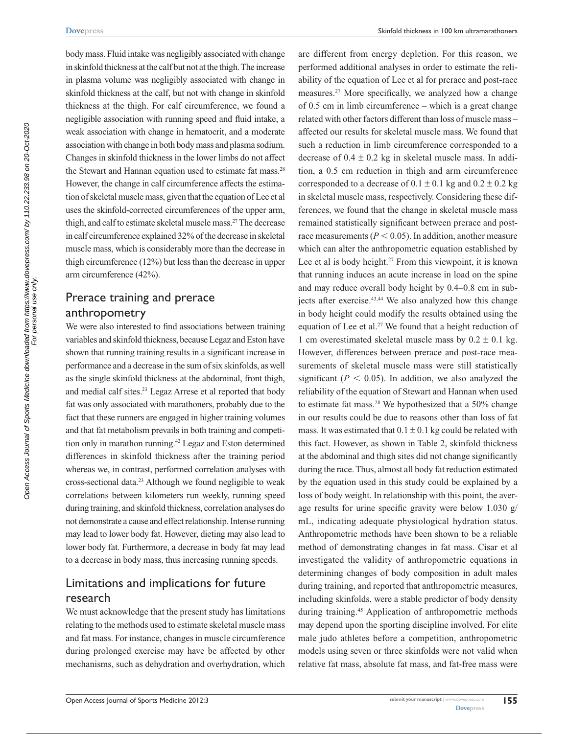body mass. Fluid intake was negligibly associated with change in skinfold thickness at the calf but not at the thigh. The increase in plasma volume was negligibly associated with change in skinfold thickness at the calf, but not with change in skinfold thickness at the thigh. For calf circumference, we found a negligible association with running speed and fluid intake, a weak association with change in hematocrit, and a moderate association with change in both body mass and plasma sodium. Changes in skinfold thickness in the lower limbs do not affect the Stewart and Hannan equation used to estimate fat mass.[28] However, the change in calf circumference affects the estimation of skeletal muscle mass, given that the equation of Lee et al uses the skinfold-corrected circumferences of the upper arm, thigh, and calf to estimate skeletal muscle mass.[27] The decrease in calf circumference explained 32% of the decrease in skeletal muscle mass, which is considerably more than the decrease in thigh circumference (12%) but less than the decrease in upper arm circumference (42%).

## Prerace training and prerace anthropometry

We were also interested to find associations between training variables and skinfold thickness, because Legaz and Eston have shown that running training results in a significant increase in performance and a decrease in the sum of six skinfolds, as well as the single skinfold thickness at the abdominal, front thigh, and medial calf sites.[23] Legaz Arrese et al reported that body fat was only associated with marathoners, probably due to the fact that these runners are engaged in higher training volumes and that fat metabolism prevails in both training and competition only in marathon running.[42] Legaz and Eston determined differences in skinfold thickness after the training period whereas we, in contrast, performed correlation analyses with cross-sectional data.[23] Although we found negligible to weak correlations between kilometers run weekly, running speed during training, and skinfold thickness, correlation analyses do not demonstrate a cause and effect relationship. Intense running may lead to lower body fat. However, dieting may also lead to lower body fat. Furthermore, a decrease in body fat may lead to a decrease in body mass, thus increasing running speeds.

## Limitations and implications for future research

We must acknowledge that the present study has limitations relating to the methods used to estimate skeletal muscle mass and fat mass. For instance, changes in muscle circumference during prolonged exercise may have be affected by other mechanisms, such as dehydration and overhydration, which are different from energy depletion. For this reason, we performed additional analyses in order to estimate the reliability of the equation of Lee et al for prerace and post-race measures.[27] More specifically, we analyzed how a change of 0.5 cm in limb circumference – which is a great change related with other factors different than loss of muscle mass – affected our results for skeletal muscle mass. We found that such a reduction in limb circumference corresponded to a decrease of $0.4 \pm 0.2$ kg in skeletal muscle mass. In addition, a 0.5 cm reduction in thigh and arm circumference corresponded to a decrease of $0.1 \pm 0.1$ kg and $0.2 \pm 0.2$ kg in skeletal muscle mass, respectively. Considering these differences, we found that the change in skeletal muscle mass remained statistically significant between prerace and post-race measurements ($P < 0.05$). In addition, another measure which can alter the anthropometric equation established by Lee et al is body height.[27] From this viewpoint, it is known that running induces an acute increase in load on the spine and may reduce overall body height by 0.4–0.8 cm in subjects after exercise.[43,44] We also analyzed how this change in body height could modify the results obtained using the equation of Lee et al.[27] We found that a height reduction of 1 cm overestimated skeletal muscle mass by $0.2 \pm 0.1$ kg. However, differences between prerace and post-race measurements of skeletal muscle mass were still statistically significant ($P < 0.05$). In addition, we also analyzed the reliability of the equation of Stewart and Hannan when used to estimate fat mass.[28] We hypothesized that a 50% change in our results could be due to reasons other than loss of fat mass. It was estimated that $0.1 \pm 0.1$ kg could be related with this fact. However, as shown in Table 2, skinfold thickness at the abdominal and thigh sites did not change significantly during the race. Thus, almost all body fat reduction estimated by the equation used in this study could be explained by a loss of body weight. In relationship with this point, the average results for urine specific gravity were below 1.030 g/mL, indicating adequate physiological hydration status. Anthropometric methods have been shown to be a reliable method of demonstrating changes in fat mass. Cisar et al investigated the validity of anthropometric equations in determining changes of body composition in adult males during training, and reported that anthropometric measures, including skinfolds, were a stable predictor of body density during training.[45] Application of anthropometric methods may depend upon the sporting discipline involved. For elite male judo athletes before a competition, anthropometric models using seven or three skinfolds were not valid when relative fat mass, absolute fat mass, and fat-free mass were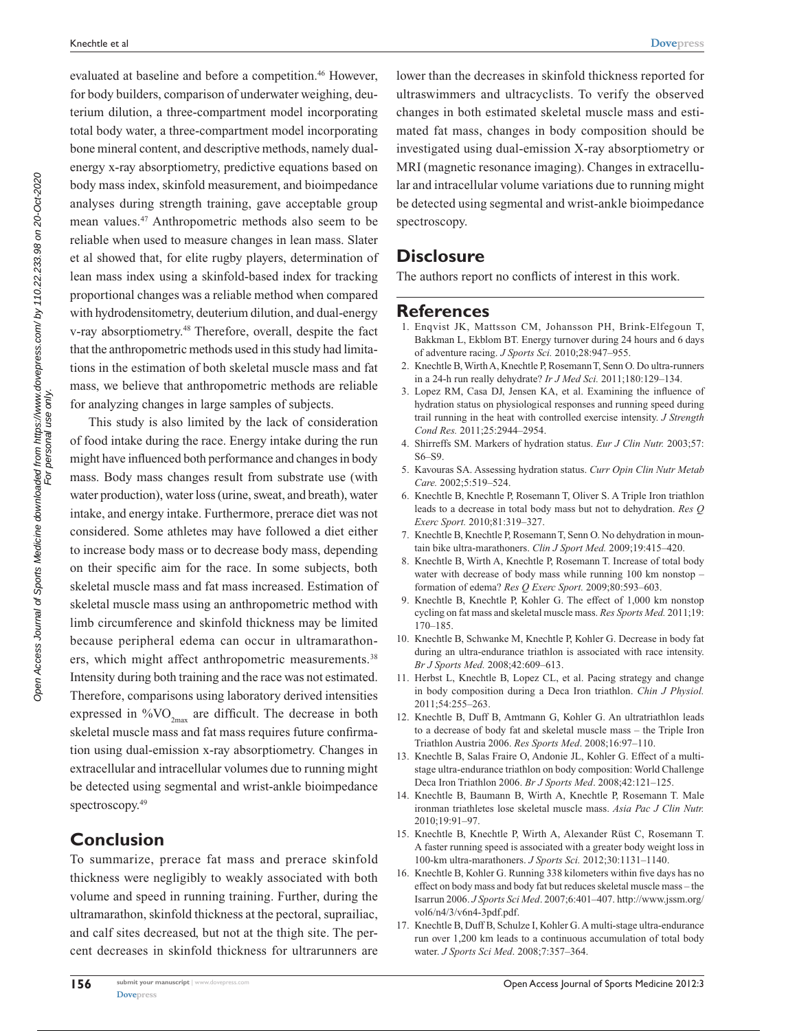evaluated at baseline and before a competition.[46] However, for body builders, comparison of underwater weighing, deuterium dilution, a three-compartment model incorporating total body water, a three-compartment model incorporating bone mineral content, and descriptive methods, namely dual-energy x-ray absorptiometry, predictive equations based on body mass index, skinfold measurement, and bioimpedance analyses during strength training, gave acceptable group mean values.[47] Anthropometric methods also seem to be reliable when used to measure changes in lean mass. Slater et al showed that, for elite rugby players, determination of lean mass index using a skinfold-based index for tracking proportional changes was a reliable method when compared with hydrodensitometry, deuterium dilution, and dual-energy v-ray absorptiometry.[48] Therefore, overall, despite the fact that the anthropometric methods used in this study had limitations in the estimation of both skeletal muscle mass and fat mass, we believe that anthropometric methods are reliable for analyzing changes in large samples of subjects.

This study is also limited by the lack of consideration of food intake during the race. Energy intake during the run might have influenced both performance and changes in body mass. Body mass changes result from substrate use (with water production), water loss (urine, sweat, and breath), water intake, and energy intake. Furthermore, prerace diet was not considered. Some athletes may have followed a diet either to increase body mass or to decrease body mass, depending on their specific aim for the race. In some subjects, both skeletal muscle mass and fat mass increased. Estimation of skeletal muscle mass using an anthropometric method with limb circumference and skinfold thickness may be limited because peripheral edema can occur in ultramarathoners, which might affect anthropometric measurements.[38] Intensity during both training and the race was not estimated. Therefore, comparisons using laboratory derived intensities expressed in $\%VO_{2max}$ are difficult. The decrease in both skeletal muscle mass and fat mass requires future confirmation using dual-emission x-ray absorptiometry. Changes in extracellular and intracellular volumes due to running might be detected using segmental and wrist-ankle bioimpedance spectroscopy.[49]

## Conclusion

To summarize, prerace fat mass and prerace skinfold thickness were negligibly to weakly associated with both volume and speed in running training. Further, during the ultramarathon, skinfold thickness at the pectoral, suprailiac, and calf sites decreased, but not at the thigh site. The percent decreases in skinfold thickness for ultrarunners are lower than the decreases in skinfold thickness reported for ultraswimmers and ultracyclists. To verify the observed changes in both estimated skeletal muscle mass and estimated fat mass, changes in body composition should be investigated using dual-emission X-ray absorptiometry or MRI (magnetic resonance imaging). Changes in extracellular and intracellular volume variations due to running might be detected using segmental and wrist-ankle bioimpedance spectroscopy.

## Disclosure

The authors report no conflicts of interest in this work.

## References

1. Enqvist JK, Mattsson CM, Johansson PH, Brink-Elfegoun T, Bakkman L, Ekblom BT. Energy turnover during 24 hours and 6 days of adventure racing. *J Sports Sci.* 2010;28:947–955.
2. Knechtle B, Wirth A, Knechtle P, Rosemann T, Senn O. Do ultra-runners in a 24-h run really dehydrate? *Ir J Med Sci.* 2011;180:129–134.
3. Lopez RM, Casa DJ, Jensen KA, et al. Examining the influence of hydration status on physiological responses and running speed during trail running in the heat with controlled exercise intensity. *J Strength Cond Res.* 2011;25:2944–2954.
4. Shirreffs SM. Markers of hydration status. *Eur J Clin Nutr.* 2003;57:S6–S9.
5. Kavouras SA. Assessing hydration status. *Curr Opin Clin Nutr Metab Care.* 2002;5:519–524.
6. Knechtle B, Knechtle P, Rosemann T, Oliver S. A Triple Iron triathlon leads to a decrease in total body mass but not to dehydration. *Res Q Exerc Sport.* 2010;81:319–327.
7. Knechtle B, Knechtle P, Rosemann T, Senn O. No dehydration in mountain bike ultra-marathoners. *Clin J Sport Med.* 2009;19:415–420.
8. Knechtle B, Wirth A, Knechtle P, Rosemann T. Increase of total body water with decrease of body mass while running 100 km nonstop – formation of edema? *Res Q Exerc Sport.* 2009;80:593–603.
9. Knechtle B, Knechtle P, Kohler G. The effect of 1,000 km nonstop cycling on fat mass and skeletal muscle mass. *Res Sports Med.* 2011;19:170–185.
10. Knechtle B, Schwanke M, Knechtle P, Kohler G. Decrease in body fat during an ultra-endurance triathlon is associated with race intensity. *Br J Sports Med.* 2008;42:609–613.
11. Herbst L, Knechtle B, Lopez CL, et al. Pacing strategy and change in body composition during a Deca Iron triathlon. *Chin J Physiol.* 2011;54:255–263.
12. Knechtle B, Duff B, Amtmann G, Kohler G. An ultratriathlon leads to a decrease of body fat and skeletal muscle mass – the Triple Iron Triathlon Austria 2006. *Res Sports Med*. 2008;16:97–110.
13. Knechtle B, Salas Fraire O, Andonie JL, Kohler G. Effect of a multistage ultra-endurance triathlon on body composition: World Challenge Deca Iron Triathlon 2006. *Br J Sports Med*. 2008;42:121–125.
14. Knechtle B, Baumann B, Wirth A, Knechtle P, Rosemann T. Male ironman triathletes lose skeletal muscle mass. *Asia Pac J Clin Nutr.* 2010;19:91–97.
15. Knechtle B, Knechtle P, Wirth A, Alexander Rüst C, Rosemann T. A faster running speed is associated with a greater body weight loss in 100-km ultra-marathoners. *J Sports Sci.* 2012;30:1131–1140.
16. Knechtle B, Kohler G. Running 338 kilometers within five days has no effect on body mass and body fat but reduces skeletal muscle mass – the Isarrun 2006. *J Sports Sci Med*. 2007;6:401–407. http://www.jssm.org/vol6/n4/3/v6n4-3pdf.pdf.
17. Knechtle B, Duff B, Schulze I, Kohler G. A multi-stage ultra-endurance run over 1,200 km leads to a continuous accumulation of total body water. *J Sports Sci Med*. 2008;7:357–364.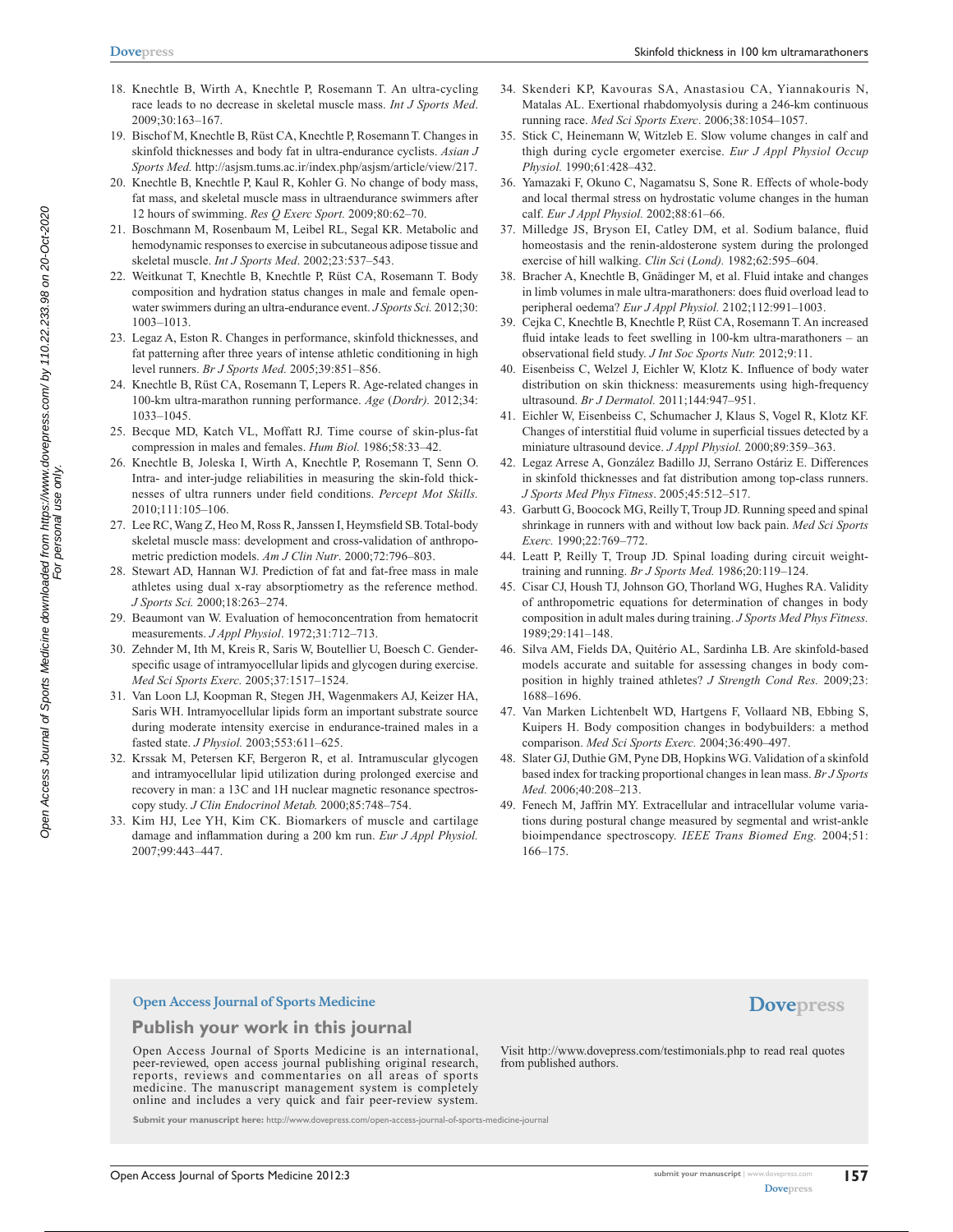18. Knechtle B, Wirth A, Knechtle P, Rosemann T. An ultra-cycling race leads to no decrease in skeletal muscle mass. *Int J Sports Med*. 2009;30:163–167.
19. Bischof M, Knechtle B, Rüst CA, Knechtle P, Rosemann T. Changes in skinfold thicknesses and body fat in ultra-endurance cyclists. *Asian J Sports Med.* http://asjsm.tums.ac.ir/index.php/asjsm/article/view/217.
20. Knechtle B, Knechtle P, Kaul R, Kohler G. No change of body mass, fat mass, and skeletal muscle mass in ultraendurance swimmers after 12 hours of swimming. *Res Q Exerc Sport.* 2009;80:62–70.
21. Boschmann M, Rosenbaum M, Leibel RL, Segal KR. Metabolic and hemodynamic responses to exercise in subcutaneous adipose tissue and skeletal muscle. *Int J Sports Med*. 2002;23:537–543.
22. Weitkunat T, Knechtle B, Knechtle P, Rüst CA, Rosemann T. Body composition and hydration status changes in male and female open-water swimmers during an ultra-endurance event. *J Sports Sci.* 2012;30: 1003–1013.
23. Legaz A, Eston R. Changes in performance, skinfold thicknesses, and fat patterning after three years of intense athletic conditioning in high level runners. *Br J Sports Med.* 2005;39:851–856.
24. Knechtle B, Rüst CA, Rosemann T, Lepers R. Age-related changes in 100-km ultra-marathon running performance. *Age* (*Dordr).* 2012;34: 1033–1045.
25. Becque MD, Katch VL, Moffatt RJ. Time course of skin-plus-fat compression in males and females. *Hum Biol.* 1986;58:33–42.
26. Knechtle B, Joleska I, Wirth A, Knechtle P, Rosemann T, Senn O. Intra- and inter-judge reliabilities in measuring the skin-fold thicknesses of ultra runners under field conditions. *Percept Mot Skills.* 2010;111:105–106.
27. Lee RC, Wang Z, Heo M, Ross R, Janssen I, Heymsfield SB. Total-body skeletal muscle mass: development and cross-validation of anthropometric prediction models. *Am J Clin Nutr*. 2000;72:796–803.
28. Stewart AD, Hannan WJ. Prediction of fat and fat-free mass in male athletes using dual x-ray absorptiometry as the reference method. *J Sports Sci.* 2000;18:263–274.
29. Beaumont van W. Evaluation of hemoconcentration from hematocrit measurements. *J Appl Physiol*. 1972;31:712–713.
30. Zehnder M, Ith M, Kreis R, Saris W, Boutellier U, Boesch C. Gender-specific usage of intramyocellular lipids and glycogen during exercise. *Med Sci Sports Exerc.* 2005;37:1517–1524.
31. Van Loon LJ, Koopman R, Stegen JH, Wagenmakers AJ, Keizer HA, Saris WH. Intramyocellular lipids form an important substrate source during moderate intensity exercise in endurance-trained males in a fasted state. *J Physiol.* 2003;553:611–625.
32. Krssak M, Petersen KF, Bergeron R, et al. Intramuscular glycogen and intramyocellular lipid utilization during prolonged exercise and recovery in man: a 13C and 1H nuclear magnetic resonance spectroscopy study. *J Clin Endocrinol Metab.* 2000;85:748–754.
33. Kim HJ, Lee YH, Kim CK. Biomarkers of muscle and cartilage damage and inflammation during a 200 km run. *Eur J Appl Physiol.* 2007;99:443–447.
34. Skenderi KP, Kavouras SA, Anastasiou CA, Yiannakouris N, Matalas AL. Exertional rhabdomyolysis during a 246-km continuous running race. *Med Sci Sports Exerc*. 2006;38:1054–1057.
35. Stick C, Heinemann W, Witzleb E. Slow volume changes in calf and thigh during cycle ergometer exercise. *Eur J Appl Physiol Occup Physiol.* 1990;61:428–432.
36. Yamazaki F, Okuno C, Nagamatsu S, Sone R. Effects of whole-body and local thermal stress on hydrostatic volume changes in the human calf. *Eur J Appl Physiol.* 2002;88:61–66.
37. Milledge JS, Bryson EI, Catley DM, et al. Sodium balance, fluid homeostasis and the renin-aldosterone system during the prolonged exercise of hill walking. *Clin Sci* (*Lond).* 1982;62:595–604.
38. Bracher A, Knechtle B, Gnädinger M, et al. Fluid intake and changes in limb volumes in male ultra-marathoners: does fluid overload lead to peripheral oedema? *Eur J Appl Physiol.* 2102;112:991–1003.
39. Cejka C, Knechtle B, Knechtle P, Rüst CA, Rosemann T. An increased fluid intake leads to feet swelling in 100-km ultra-marathoners – an observational field study. *J Int Soc Sports Nutr.* 2012;9:11.
40. Eisenbeiss C, Welzel J, Eichler W, Klotz K. Influence of body water distribution on skin thickness: measurements using high-frequency ultrasound. *Br J Dermatol.* 2011;144:947–951.
41. Eichler W, Eisenbeiss C, Schumacher J, Klaus S, Vogel R, Klotz KF. Changes of interstitial fluid volume in superficial tissues detected by a miniature ultrasound device. *J Appl Physiol.* 2000;89:359–363.
42. Legaz Arrese A, González Badillo JJ, Serrano Ostáriz E. Differences in skinfold thicknesses and fat distribution among top-class runners. *J Sports Med Phys Fitness*. 2005;45:512–517.
43. Garbutt G, Boocock MG, Reilly T, Troup JD. Running speed and spinal shrinkage in runners with and without low back pain. *Med Sci Sports Exerc.* 1990;22:769–772.
44. Leatt P, Reilly T, Troup JD. Spinal loading during circuit weight-training and running. *Br J Sports Med.* 1986;20:119–124.
45. Cisar CJ, Housh TJ, Johnson GO, Thorland WG, Hughes RA. Validity of anthropometric equations for determination of changes in body composition in adult males during training. *J Sports Med Phys Fitness.* 1989;29:141–148.
46. Silva AM, Fields DA, Quitério AL, Sardinha LB. Are skinfold-based models accurate and suitable for assessing changes in body composition in highly trained athletes? *J Strength Cond Res.* 2009;23: 1688–1696.
47. Van Marken Lichtenbelt WD, Hartgens F, Vollaard NB, Ebbing S, Kuipers H. Body composition changes in bodybuilders: a method comparison. *Med Sci Sports Exerc.* 2004;36:490–497.
48. Slater GJ, Duthie GM, Pyne DB, Hopkins WG. Validation of a skinfold based index for tracking proportional changes in lean mass. *Br J Sports Med.* 2006;40:208–213.
49. Fenech M, Jaffrin MY. Extracellular and intracellular volume variations during postural change measured by segmental and wrist-ankle bioimpendance spectroscopy. *IEEE Trans Biomed Eng.* 2004;51: 166–175.

**Open Access Journal of Sports Medicine**

## Publish your work in this journal

Open Access Journal of Sports Medicine is an international, peer-reviewed, open access journal publishing original research, reports, reviews and commentaries on all areas of sports medicine. The manuscript management system is completely online and includes a very quick and fair peer-review system. Visit http://www.dovepress.com/testimonials.php to read real quotes from published authors.

**Submit your manuscript here:** http://www.dovepress.com/open-access-journal-of-sports-medicine-journal